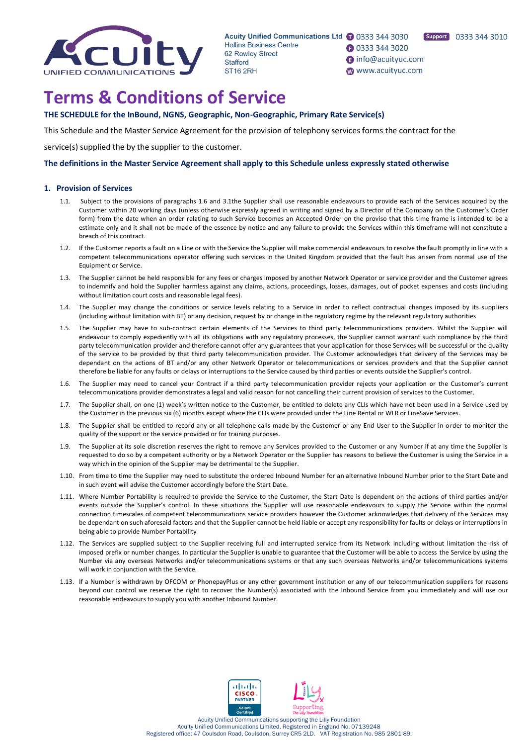Acuity Unified Communications Ltd
Hollins Business Centre
62 Rowley Street
Stafford
ST16 2RH

T 0333 344 3030
F 0333 344 3020
E info@acuityuc.com
W www.acuityuc.com

Support 0333 344 3010

# Terms & Conditions of Service

**THE SCHEDULE for the InBound, NGNS, Geographic, Non-Geographic, Primary Rate Service(s)**

This Schedule and the Master Service Agreement for the provision of telephony services forms the contract for the service(s) supplied the by the supplier to the customer.

**The definitions in the Master Service Agreement shall apply to this Schedule unless expressly stated otherwise**

## 1. Provision of Services

1.1. Subject to the provisions of paragraphs 1.6 and 3.1the Supplier shall use reasonable endeavours to provide each of the Services acquired by the Customer within 20 working days (unless otherwise expressly agreed in writing and signed by a Director of the Company on the Customer's Order form) from the date when an order relating to such Service becomes an Accepted Order on the proviso that this time frame is intended to be a estimate only and it shall not be made of the essence by notice and any failure to provide the Services within this timeframe will not constitute a breach of this contract.

1.2. If the Customer reports a fault on a Line or with the Service the Supplier will make commercial endeavours to resolve the fault promptly in line with a competent telecommunications operator offering such services in the United Kingdom provided that the fault has arisen from normal use of the Equipment or Service.

1.3. The Supplier cannot be held responsible for any fees or charges imposed by another Network Operator or service provider and the Customer agrees to indemnify and hold the Supplier harmless against any claims, actions, proceedings, losses, damages, out of pocket expenses and costs (including without limitation court costs and reasonable legal fees).

1.4. The Supplier may change the conditions or service levels relating to a Service in order to reflect contractual changes imposed by its suppliers (including without limitation with BT) or any decision, request by or change in the regulatory regime by the relevant regulatory authorities

1.5. The Supplier may have to sub-contract certain elements of the Services to third party telecommunications providers. Whilst the Supplier will endeavour to comply expediently with all its obligations with any regulatory processes, the Supplier cannot warrant such compliance by the third party telecommunication provider and therefore cannot offer any guarantees that your application for those Services will be successful or the quality of the service to be provided by that third party telecommunication provider. The Customer acknowledges that delivery of the Services may be dependant on the actions of BT and/or any other Network Operator or telecommunications or services providers and that the Supplier cannot therefore be liable for any faults or delays or interruptions to the Service caused by third parties or events outside the Supplier's control.

1.6. The Supplier may need to cancel your Contract if a third party telecommunication provider rejects your application or the Customer's current telecommunications provider demonstrates a legal and valid reason for not cancelling their current provision of services to the Customer.

1.7. The Supplier shall, on one (1) week's written notice to the Customer, be entitled to delete any CLIs which have not been used in a Service used by the Customer in the previous six (6) months except where the CLIs were provided under the Line Rental or WLR or LineSave Services.

1.8. The Supplier shall be entitled to record any or all telephone calls made by the Customer or any End User to the Supplier in order to monitor the quality of the support or the service provided or for training purposes.

1.9. The Supplier at its sole discretion reserves the right to remove any Services provided to the Customer or any Number if at any time the Supplier is requested to do so by a competent authority or by a Network Operator or the Supplier has reasons to believe the Customer is using the Service in a way which in the opinion of the Supplier may be detrimental to the Supplier.

1.10. From time to time the Supplier may need to substitute the ordered Inbound Number for an alternative Inbound Number prior to the Start Date and in such event will advise the Customer accordingly before the Start Date.

1.11. Where Number Portability is required to provide the Service to the Customer, the Start Date is dependent on the actions of third parties and/or events outside the Supplier's control. In these situations the Supplier will use reasonable endeavours to supply the Service within the normal connection timescales of competent telecommunications service providers however the Customer acknowledges that delivery of the Services may be dependant on such aforesaid factors and that the Supplier cannot be held liable or accept any responsibility for faults or delays or interruptions in being able to provide Number Portability

1.12. The Services are supplied subject to the Supplier receiving full and interrupted service from its Network including without limitation the risk of imposed prefix or number changes. In particular the Supplier is unable to guarantee that the Customer will be able to access the Service by using the Number via any overseas Networks and/or telecommunications systems or that any such overseas Networks and/or telecommunications systems will work in conjunction with the Service.

1.13. If a Number is withdrawn by OFCOM or PhonepayPlus or any other government institution or any of our telecommunication suppliers for reasons beyond our control we reserve the right to recover the Number(s) associated with the Inbound Service from you immediately and will use our reasonable endeavours to supply you with another Inbound Number.

Acuity Unified Communications supporting the Lilly Foundation
Acuity Unified Communications Limited. Registered in England No. 07139248
Registered office: 47 Coulsdon Road, Coulsdon, Surrey CR5 2LD. VAT Registration No. 985 2801 89.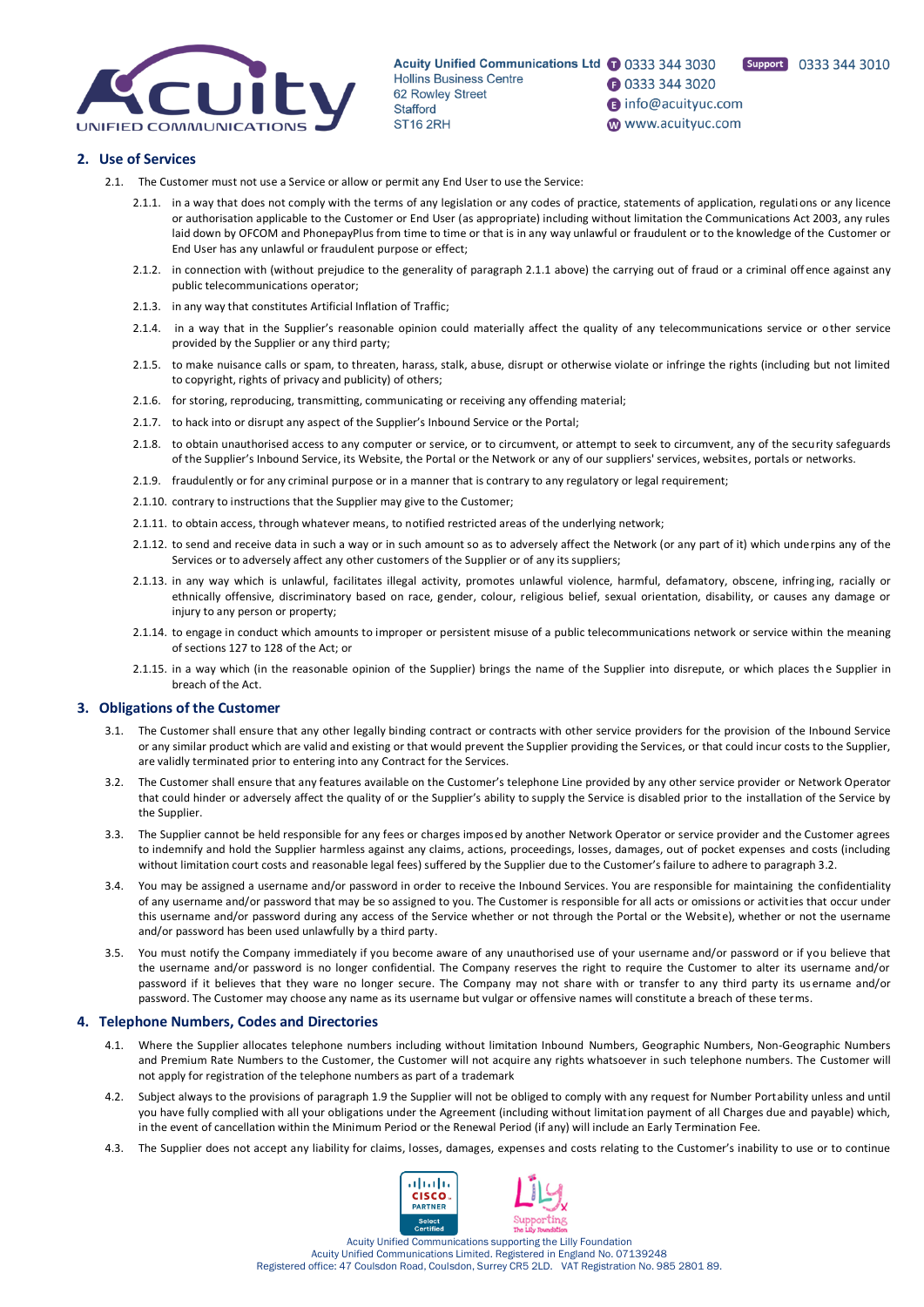## 2. Use of Services

2.1. The Customer must not use a Service or allow or permit any End User to use the Service:

2.1.1. in a way that does not comply with the terms of any legislation or any codes of practice, statements of application, regulations or any licence or authorisation applicable to the Customer or End User (as appropriate) including without limitation the Communications Act 2003, any rules laid down by OFCOM and PhonepayPlus from time to time or that is in any way unlawful or fraudulent or to the knowledge of the Customer or End User has any unlawful or fraudulent purpose or effect;

2.1.2. in connection with (without prejudice to the generality of paragraph 2.1.1 above) the carrying out of fraud or a criminal offence against any public telecommunications operator;

2.1.3. in any way that constitutes Artificial Inflation of Traffic;

2.1.4. in a way that in the Supplier's reasonable opinion could materially affect the quality of any telecommunications service or other service provided by the Supplier or any third party;

2.1.5. to make nuisance calls or spam, to threaten, harass, stalk, abuse, disrupt or otherwise violate or infringe the rights (including but not limited to copyright, rights of privacy and publicity) of others;

2.1.6. for storing, reproducing, transmitting, communicating or receiving any offending material;

2.1.7. to hack into or disrupt any aspect of the Supplier's Inbound Service or the Portal;

2.1.8. to obtain unauthorised access to any computer or service, or to circumvent, or attempt to seek to circumvent, any of the security safeguards of the Supplier's Inbound Service, its Website, the Portal or the Network or any of our suppliers' services, websites, portals or networks.

2.1.9. fraudulently or for any criminal purpose or in a manner that is contrary to any regulatory or legal requirement;

2.1.10. contrary to instructions that the Supplier may give to the Customer;

2.1.11. to obtain access, through whatever means, to notified restricted areas of the underlying network;

2.1.12. to send and receive data in such a way or in such amount so as to adversely affect the Network (or any part of it) which underpins any of the Services or to adversely affect any other customers of the Supplier or of any its suppliers;

2.1.13. in any way which is unlawful, facilitates illegal activity, promotes unlawful violence, harmful, defamatory, obscene, infringing, racially or ethnically offensive, discriminatory based on race, gender, colour, religious belief, sexual orientation, disability, or causes any damage or injury to any person or property;

2.1.14. to engage in conduct which amounts to improper or persistent misuse of a public telecommunications network or service within the meaning of sections 127 to 128 of the Act; or

2.1.15. in a way which (in the reasonable opinion of the Supplier) brings the name of the Supplier into disrepute, or which places the Supplier in breach of the Act.

## 3. Obligations of the Customer

3.1. The Customer shall ensure that any other legally binding contract or contracts with other service providers for the provision of the Inbound Service or any similar product which are valid and existing or that would prevent the Supplier providing the Services, or that could incur costs to the Supplier, are validly terminated prior to entering into any Contract for the Services.

3.2. The Customer shall ensure that any features available on the Customer's telephone Line provided by any other service provider or Network Operator that could hinder or adversely affect the quality of or the Supplier's ability to supply the Service is disabled prior to the installation of the Service by the Supplier.

3.3. The Supplier cannot be held responsible for any fees or charges imposed by another Network Operator or service provider and the Customer agrees to indemnify and hold the Supplier harmless against any claims, actions, proceedings, losses, damages, out of pocket expenses and costs (including without limitation court costs and reasonable legal fees) suffered by the Supplier due to the Customer's failure to adhere to paragraph 3.2.

3.4. You may be assigned a username and/or password in order to receive the Inbound Services. You are responsible for maintaining the confidentiality of any username and/or password that may be so assigned to you. The Customer is responsible for all acts or omissions or activities that occur under this username and/or password during any access of the Service whether or not through the Portal or the Website), whether or not the username and/or password has been used unlawfully by a third party.

3.5. You must notify the Company immediately if you become aware of any unauthorised use of your username and/or password or if you believe that the username and/or password is no longer confidential. The Company reserves the right to require the Customer to alter its username and/or password if it believes that they ware no longer secure. The Company may not share with or transfer to any third party its username and/or password. The Customer may choose any name as its username but vulgar or offensive names will constitute a breach of these terms.

## 4. Telephone Numbers, Codes and Directories

4.1. Where the Supplier allocates telephone numbers including without limitation Inbound Numbers, Geographic Numbers, Non-Geographic Numbers and Premium Rate Numbers to the Customer, the Customer will not acquire any rights whatsoever in such telephone numbers. The Customer will not apply for registration of the telephone numbers as part of a trademark

4.2. Subject always to the provisions of paragraph 1.9 the Supplier will not be obliged to comply with any request for Number Portability unless and until you have fully complied with all your obligations under the Agreement (including without limitation payment of all Charges due and payable) which, in the event of cancellation within the Minimum Period or the Renewal Period (if any) will include an Early Termination Fee.

4.3. The Supplier does not accept any liability for claims, losses, damages, expenses and costs relating to the Customer's inability to use or to continue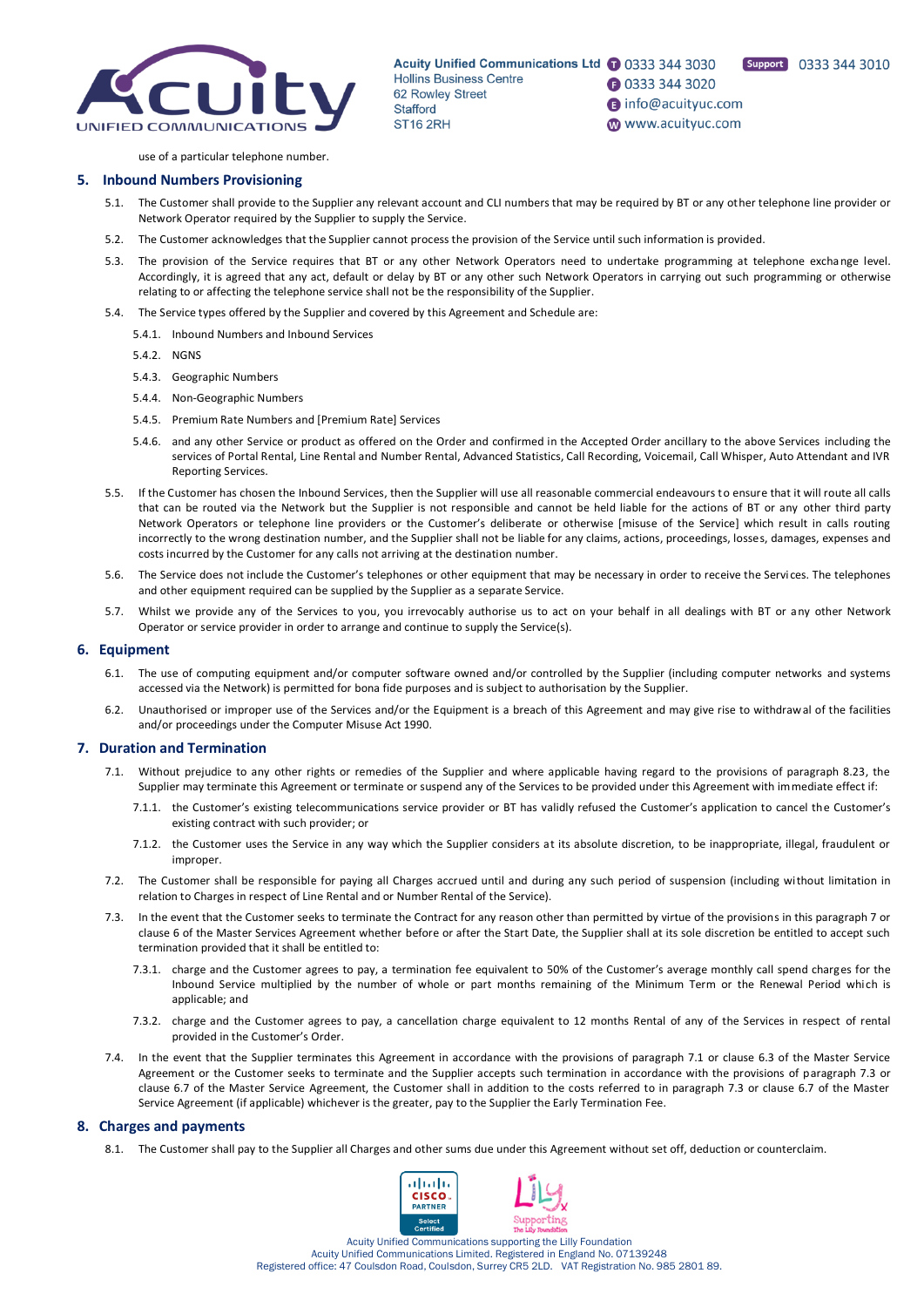use of a particular telephone number.

## 5. Inbound Numbers Provisioning

5.1. The Customer shall provide to the Supplier any relevant account and CLI numbers that may be required by BT or any other telephone line provider or Network Operator required by the Supplier to supply the Service.

5.2. The Customer acknowledges that the Supplier cannot process the provision of the Service until such information is provided.

5.3. The provision of the Service requires that BT or any other Network Operators need to undertake programming at telephone exchange level. Accordingly, it is agreed that any act, default or delay by BT or any other such Network Operators in carrying out such programming or otherwise relating to or affecting the telephone service shall not be the responsibility of the Supplier.

5.4. The Service types offered by the Supplier and covered by this Agreement and Schedule are:

5.4.1. Inbound Numbers and Inbound Services

5.4.2. NGNS

5.4.3. Geographic Numbers

5.4.4. Non-Geographic Numbers

5.4.5. Premium Rate Numbers and [Premium Rate] Services

5.4.6. and any other Service or product as offered on the Order and confirmed in the Accepted Order ancillary to the above Services including the services of Portal Rental, Line Rental and Number Rental, Advanced Statistics, Call Recording, Voicemail, Call Whisper, Auto Attendant and IVR Reporting Services.

5.5. If the Customer has chosen the Inbound Services, then the Supplier will use all reasonable commercial endeavours to ensure that it will route all calls that can be routed via the Network but the Supplier is not responsible and cannot be held liable for the actions of BT or any other third party Network Operators or telephone line providers or the Customer's deliberate or otherwise [misuse of the Service] which result in calls routing incorrectly to the wrong destination number, and the Supplier shall not be liable for any claims, actions, proceedings, losses, damages, expenses and costs incurred by the Customer for any calls not arriving at the destination number.

5.6. The Service does not include the Customer's telephones or other equipment that may be necessary in order to receive the Services. The telephones and other equipment required can be supplied by the Supplier as a separate Service.

5.7. Whilst we provide any of the Services to you, you irrevocably authorise us to act on your behalf in all dealings with BT or any other Network Operator or service provider in order to arrange and continue to supply the Service(s).

## 6. Equipment

6.1. The use of computing equipment and/or computer software owned and/or controlled by the Supplier (including computer networks and systems accessed via the Network) is permitted for bona fide purposes and is subject to authorisation by the Supplier.

6.2. Unauthorised or improper use of the Services and/or the Equipment is a breach of this Agreement and may give rise to withdrawal of the facilities and/or proceedings under the Computer Misuse Act 1990.

## 7. Duration and Termination

7.1. Without prejudice to any other rights or remedies of the Supplier and where applicable having regard to the provisions of paragraph 8.23, the Supplier may terminate this Agreement or terminate or suspend any of the Services to be provided under this Agreement with immediate effect if:

7.1.1. the Customer's existing telecommunications service provider or BT has validly refused the Customer's application to cancel the Customer's existing contract with such provider; or

7.1.2. the Customer uses the Service in any way which the Supplier considers at its absolute discretion, to be inappropriate, illegal, fraudulent or improper.

7.2. The Customer shall be responsible for paying all Charges accrued until and during any such period of suspension (including without limitation in relation to Charges in respect of Line Rental and or Number Rental of the Service).

7.3. In the event that the Customer seeks to terminate the Contract for any reason other than permitted by virtue of the provisions in this paragraph 7 or clause 6 of the Master Services Agreement whether before or after the Start Date, the Supplier shall at its sole discretion be entitled to accept such termination provided that it shall be entitled to:

7.3.1. charge and the Customer agrees to pay, a termination fee equivalent to 50% of the Customer's average monthly call spend charges for the Inbound Service multiplied by the number of whole or part months remaining of the Minimum Term or the Renewal Period which is applicable; and

7.3.2. charge and the Customer agrees to pay, a cancellation charge equivalent to 12 months Rental of any of the Services in respect of rental provided in the Customer's Order.

7.4. In the event that the Supplier terminates this Agreement in accordance with the provisions of paragraph 7.1 or clause 6.3 of the Master Service Agreement or the Customer seeks to terminate and the Supplier accepts such termination in accordance with the provisions of paragraph 7.3 or clause 6.7 of the Master Service Agreement, the Customer shall in addition to the costs referred to in paragraph 7.3 or clause 6.7 of the Master Service Agreement (if applicable) whichever is the greater, pay to the Supplier the Early Termination Fee.

## 8. Charges and payments

8.1. The Customer shall pay to the Supplier all Charges and other sums due under this Agreement without set off, deduction or counterclaim.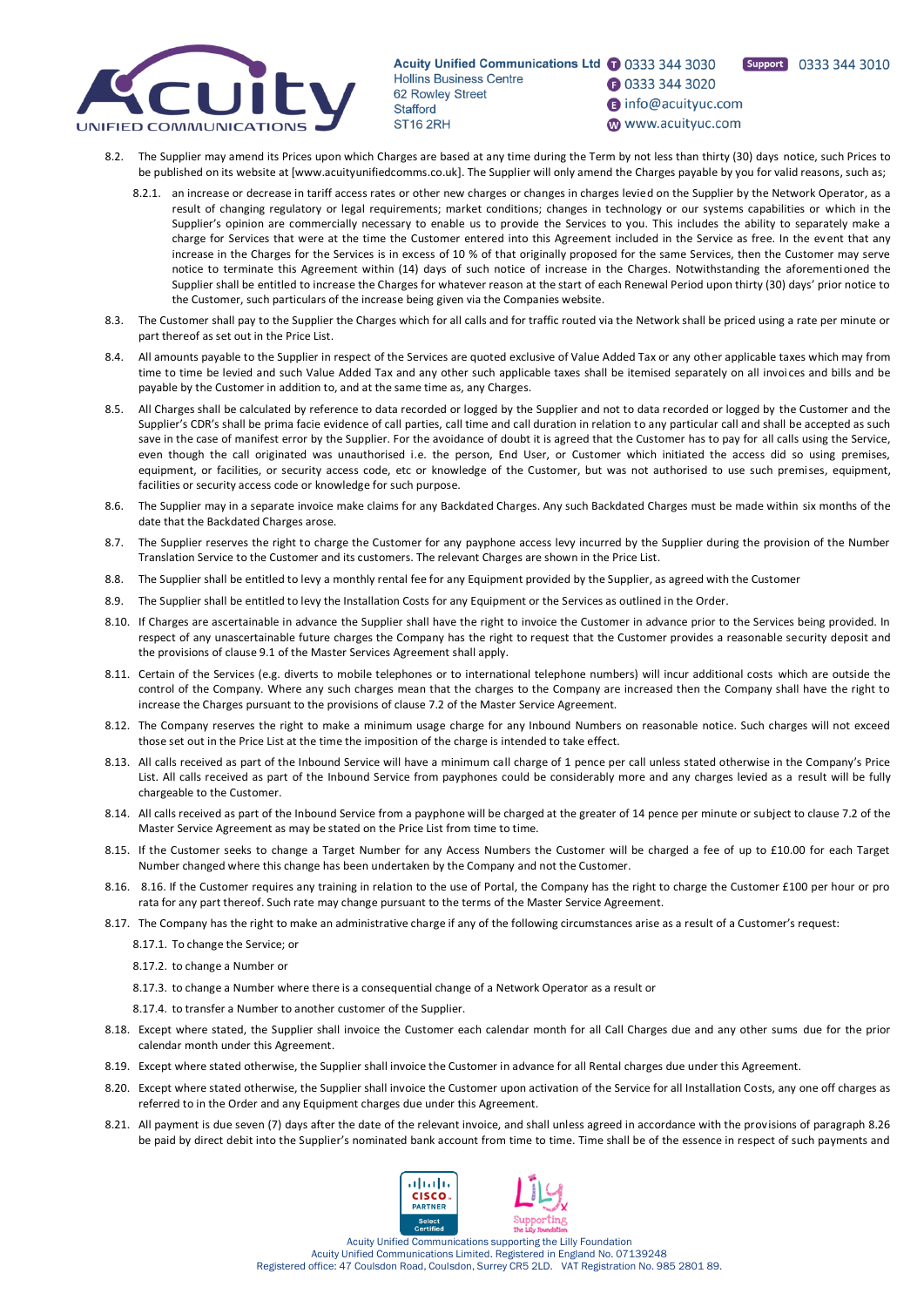8.2. The Supplier may amend its Prices upon which Charges are based at any time during the Term by not less than thirty (30) days notice, such Prices to be published on its website at [www.acuityunifiedcomms.co.uk]. The Supplier will only amend the Charges payable by you for valid reasons, such as;

8.2.1. an increase or decrease in tariff access rates or other new charges or changes in charges levied on the Supplier by the Network Operator, as a result of changing regulatory or legal requirements; market conditions; changes in technology or our systems capabilities or which in the Supplier's opinion are commercially necessary to enable us to provide the Services to you. This includes the ability to separately make a charge for Services that were at the time the Customer entered into this Agreement included in the Service as free. In the event that any increase in the Charges for the Services is in excess of 10 % of that originally proposed for the same Services, then the Customer may serve notice to terminate this Agreement within (14) days of such notice of increase in the Charges. Notwithstanding the aforementioned the Supplier shall be entitled to increase the Charges for whatever reason at the start of each Renewal Period upon thirty (30) days' prior notice to the Customer, such particulars of the increase being given via the Companies website.

8.3. The Customer shall pay to the Supplier the Charges which for all calls and for traffic routed via the Network shall be priced using a rate per minute or part thereof as set out in the Price List.

8.4. All amounts payable to the Supplier in respect of the Services are quoted exclusive of Value Added Tax or any other applicable taxes which may from time to time be levied and such Value Added Tax and any other such applicable taxes shall be itemised separately on all invoices and bills and be payable by the Customer in addition to, and at the same time as, any Charges.

8.5. All Charges shall be calculated by reference to data recorded or logged by the Supplier and not to data recorded or logged by the Customer and the Supplier's CDR's shall be prima facie evidence of call parties, call time and call duration in relation to any particular call and shall be accepted as such save in the case of manifest error by the Supplier. For the avoidance of doubt it is agreed that the Customer has to pay for all calls using the Service, even though the call originated was unauthorised i.e. the person, End User, or Customer which initiated the access did so using premises, equipment, or facilities, or security access code, etc or knowledge of the Customer, but was not authorised to use such premises, equipment, facilities or security access code or knowledge for such purpose.

8.6. The Supplier may in a separate invoice make claims for any Backdated Charges. Any such Backdated Charges must be made within six months of the date that the Backdated Charges arose.

8.7. The Supplier reserves the right to charge the Customer for any payphone access levy incurred by the Supplier during the provision of the Number Translation Service to the Customer and its customers. The relevant Charges are shown in the Price List.

8.8. The Supplier shall be entitled to levy a monthly rental fee for any Equipment provided by the Supplier, as agreed with the Customer

8.9. The Supplier shall be entitled to levy the Installation Costs for any Equipment or the Services as outlined in the Order.

8.10. If Charges are ascertainable in advance the Supplier shall have the right to invoice the Customer in advance prior to the Services being provided. In respect of any unascertainable future charges the Company has the right to request that the Customer provides a reasonable security deposit and the provisions of clause 9.1 of the Master Services Agreement shall apply.

8.11. Certain of the Services (e.g. diverts to mobile telephones or to international telephone numbers) will incur additional costs which are outside the control of the Company. Where any such charges mean that the charges to the Company are increased then the Company shall have the right to increase the Charges pursuant to the provisions of clause 7.2 of the Master Service Agreement.

8.12. The Company reserves the right to make a minimum usage charge for any Inbound Numbers on reasonable notice. Such charges will not exceed those set out in the Price List at the time the imposition of the charge is intended to take effect.

8.13. All calls received as part of the Inbound Service will have a minimum call charge of 1 pence per call unless stated otherwise in the Company's Price List. All calls received as part of the Inbound Service from payphones could be considerably more and any charges levied as a result will be fully chargeable to the Customer.

8.14. All calls received as part of the Inbound Service from a payphone will be charged at the greater of 14 pence per minute or subject to clause 7.2 of the Master Service Agreement as may be stated on the Price List from time to time.

8.15. If the Customer seeks to change a Target Number for any Access Numbers the Customer will be charged a fee of up to £10.00 for each Target Number changed where this change has been undertaken by the Company and not the Customer.

8.16. 8.16. If the Customer requires any training in relation to the use of Portal, the Company has the right to charge the Customer £100 per hour or pro rata for any part thereof. Such rate may change pursuant to the terms of the Master Service Agreement.

8.17. The Company has the right to make an administrative charge if any of the following circumstances arise as a result of a Customer's request:

8.17.1. To change the Service; or

8.17.2. to change a Number or

8.17.3. to change a Number where there is a consequential change of a Network Operator as a result or

8.17.4. to transfer a Number to another customer of the Supplier.

8.18. Except where stated, the Supplier shall invoice the Customer each calendar month for all Call Charges due and any other sums due for the prior calendar month under this Agreement.

8.19. Except where stated otherwise, the Supplier shall invoice the Customer in advance for all Rental charges due under this Agreement.

8.20. Except where stated otherwise, the Supplier shall invoice the Customer upon activation of the Service for all Installation Costs, any one off charges as referred to in the Order and any Equipment charges due under this Agreement.

8.21. All payment is due seven (7) days after the date of the relevant invoice, and shall unless agreed in accordance with the provisions of paragraph 8.26 be paid by direct debit into the Supplier's nominated bank account from time to time. Time shall be of the essence in respect of such payments and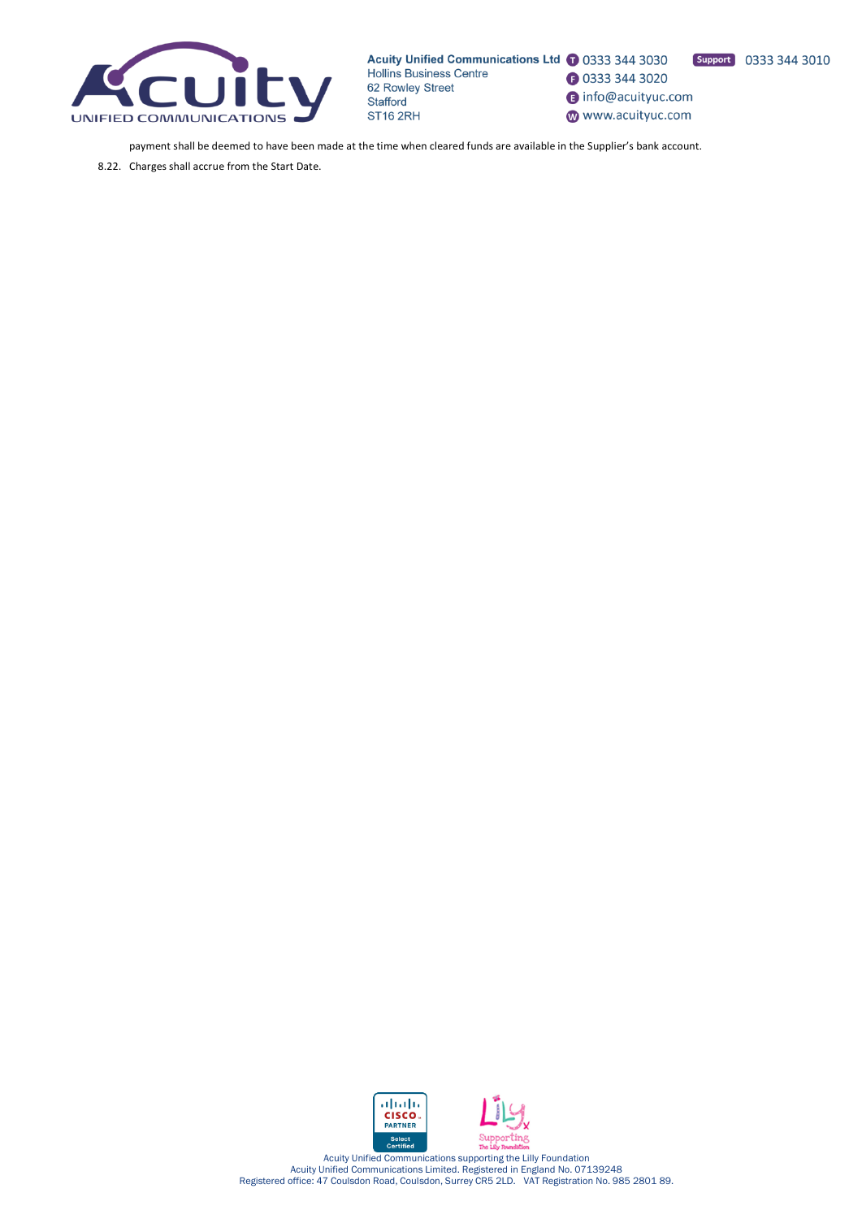payment shall be deemed to have been made at the time when cleared funds are available in the Supplier's bank account.

8.22. Charges shall accrue from the Start Date.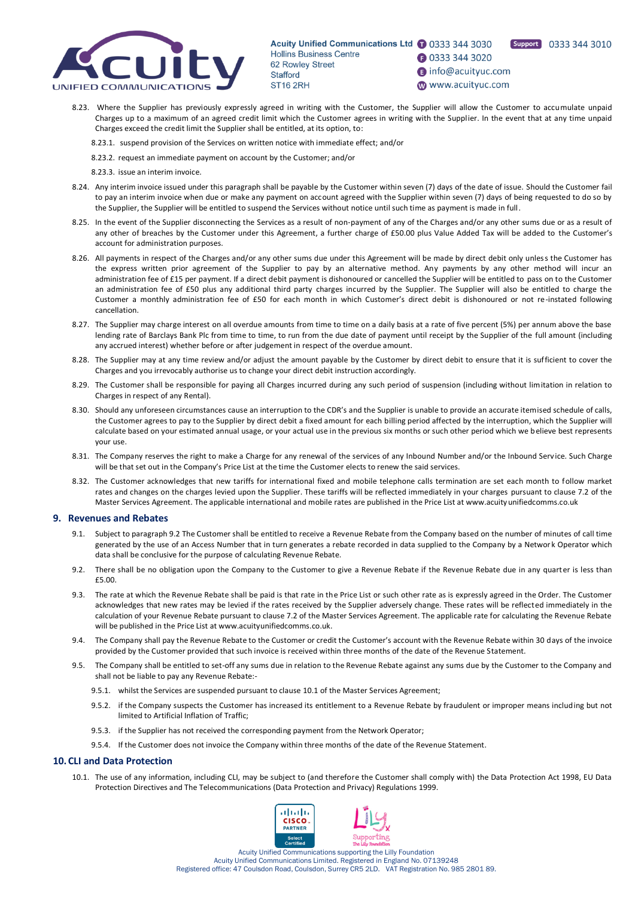8.23. Where the Supplier has previously expressly agreed in writing with the Customer, the Supplier will allow the Customer to accumulate unpaid Charges up to a maximum of an agreed credit limit which the Customer agrees in writing with the Supplier. In the event that at any time unpaid Charges exceed the credit limit the Supplier shall be entitled, at its option, to:

8.23.1. suspend provision of the Services on written notice with immediate effect; and/or

8.23.2. request an immediate payment on account by the Customer; and/or

8.23.3. issue an interim invoice.

8.24. Any interim invoice issued under this paragraph shall be payable by the Customer within seven (7) days of the date of issue. Should the Customer fail to pay an interim invoice when due or make any payment on account agreed with the Supplier within seven (7) days of being requested to do so by the Supplier, the Supplier will be entitled to suspend the Services without notice until such time as payment is made in full.

8.25. In the event of the Supplier disconnecting the Services as a result of non-payment of any of the Charges and/or any other sums due or as a result of any other of breaches by the Customer under this Agreement, a further charge of £50.00 plus Value Added Tax will be added to the Customer's account for administration purposes.

8.26. All payments in respect of the Charges and/or any other sums due under this Agreement will be made by direct debit only unless the Customer has the express written prior agreement of the Supplier to pay by an alternative method. Any payments by any other method will incur an administration fee of £15 per payment. If a direct debit payment is dishonoured or cancelled the Supplier will be entitled to pass on to the Customer an administration fee of £50 plus any additional third party charges incurred by the Supplier. The Supplier will also be entitled to charge the Customer a monthly administration fee of £50 for each month in which Customer's direct debit is dishonoured or not re-instated following cancellation.

8.27. The Supplier may charge interest on all overdue amounts from time to time on a daily basis at a rate of five percent (5%) per annum above the base lending rate of Barclays Bank Plc from time to time, to run from the due date of payment until receipt by the Supplier of the full amount (including any accrued interest) whether before or after judgement in respect of the overdue amount.

8.28. The Supplier may at any time review and/or adjust the amount payable by the Customer by direct debit to ensure that it is sufficient to cover the Charges and you irrevocably authorise us to change your direct debit instruction accordingly.

8.29. The Customer shall be responsible for paying all Charges incurred during any such period of suspension (including without limitation in relation to Charges in respect of any Rental).

8.30. Should any unforeseen circumstances cause an interruption to the CDR's and the Supplier is unable to provide an accurate itemised schedule of calls, the Customer agrees to pay to the Supplier by direct debit a fixed amount for each billing period affected by the interruption, which the Supplier will calculate based on your estimated annual usage, or your actual use in the previous six months or such other period which we believe best represents your use.

8.31. The Company reserves the right to make a Charge for any renewal of the services of any Inbound Number and/or the Inbound Service. Such Charge will be that set out in the Company's Price List at the time the Customer elects to renew the said services.

8.32. The Customer acknowledges that new tariffs for international fixed and mobile telephone calls termination are set each month to follow market rates and changes on the charges levied upon the Supplier. These tariffs will be reflected immediately in your charges pursuant to clause 7.2 of the Master Services Agreement. The applicable international and mobile rates are published in the Price List at www.acuityunifiedcomms.co.uk

## 9. Revenues and Rebates

9.1. Subject to paragraph 9.2 The Customer shall be entitled to receive a Revenue Rebate from the Company based on the number of minutes of call time generated by the use of an Access Number that in turn generates a rebate recorded in data supplied to the Company by a Network Operator which data shall be conclusive for the purpose of calculating Revenue Rebate.

9.2. There shall be no obligation upon the Company to the Customer to give a Revenue Rebate if the Revenue Rebate due in any quarter is less than £5.00.

9.3. The rate at which the Revenue Rebate shall be paid is that rate in the Price List or such other rate as is expressly agreed in the Order. The Customer acknowledges that new rates may be levied if the rates received by the Supplier adversely change. These rates will be reflected immediately in the calculation of your Revenue Rebate pursuant to clause 7.2 of the Master Services Agreement. The applicable rate for calculating the Revenue Rebate will be published in the Price List at www.acuityunifiedcomms.co.uk.

9.4. The Company shall pay the Revenue Rebate to the Customer or credit the Customer's account with the Revenue Rebate within 30 days of the invoice provided by the Customer provided that such invoice is received within three months of the date of the Revenue Statement.

9.5. The Company shall be entitled to set-off any sums due in relation to the Revenue Rebate against any sums due by the Customer to the Company and shall not be liable to pay any Revenue Rebate:-

9.5.1. whilst the Services are suspended pursuant to clause 10.1 of the Master Services Agreement;

9.5.2. if the Company suspects the Customer has increased its entitlement to a Revenue Rebate by fraudulent or improper means including but not limited to Artificial Inflation of Traffic;

9.5.3. if the Supplier has not received the corresponding payment from the Network Operator;

9.5.4. If the Customer does not invoice the Company within three months of the date of the Revenue Statement.

## 10. CLI and Data Protection

10.1. The use of any information, including CLI, may be subject to (and therefore the Customer shall comply with) the Data Protection Act 1998, EU Data Protection Directives and The Telecommunications (Data Protection and Privacy) Regulations 1999.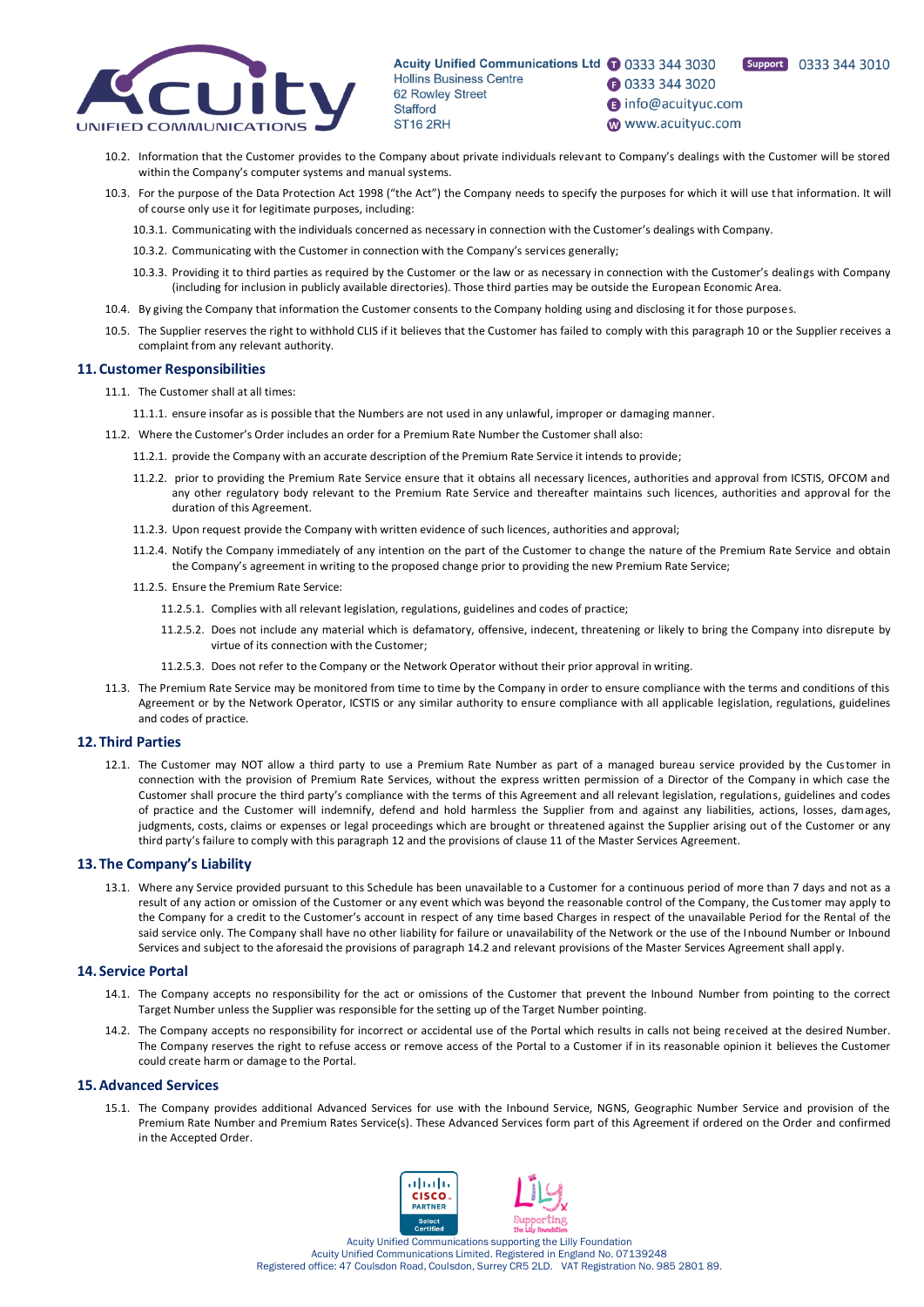10.2. Information that the Customer provides to the Company about private individuals relevant to Company's dealings with the Customer will be stored within the Company's computer systems and manual systems.

10.3. For the purpose of the Data Protection Act 1998 ("the Act") the Company needs to specify the purposes for which it will use that information. It will of course only use it for legitimate purposes, including:

10.3.1. Communicating with the individuals concerned as necessary in connection with the Customer's dealings with Company.

10.3.2. Communicating with the Customer in connection with the Company's services generally;

10.3.3. Providing it to third parties as required by the Customer or the law or as necessary in connection with the Customer's dealings with Company (including for inclusion in publicly available directories). Those third parties may be outside the European Economic Area.

10.4. By giving the Company that information the Customer consents to the Company holding using and disclosing it for those purposes.

10.5. The Supplier reserves the right to withhold CLIS if it believes that the Customer has failed to comply with this paragraph 10 or the Supplier receives a complaint from any relevant authority.

## 11. Customer Responsibilities

11.1. The Customer shall at all times:

11.1.1. ensure insofar as is possible that the Numbers are not used in any unlawful, improper or damaging manner.

11.2. Where the Customer's Order includes an order for a Premium Rate Number the Customer shall also:

11.2.1. provide the Company with an accurate description of the Premium Rate Service it intends to provide;

11.2.2. prior to providing the Premium Rate Service ensure that it obtains all necessary licences, authorities and approval from ICSTIS, OFCOM and any other regulatory body relevant to the Premium Rate Service and thereafter maintains such licences, authorities and approval for the duration of this Agreement.

11.2.3. Upon request provide the Company with written evidence of such licences, authorities and approval;

11.2.4. Notify the Company immediately of any intention on the part of the Customer to change the nature of the Premium Rate Service and obtain the Company's agreement in writing to the proposed change prior to providing the new Premium Rate Service;

11.2.5. Ensure the Premium Rate Service:

11.2.5.1. Complies with all relevant legislation, regulations, guidelines and codes of practice;

11.2.5.2. Does not include any material which is defamatory, offensive, indecent, threatening or likely to bring the Company into disrepute by virtue of its connection with the Customer;

11.2.5.3. Does not refer to the Company or the Network Operator without their prior approval in writing.

11.3. The Premium Rate Service may be monitored from time to time by the Company in order to ensure compliance with the terms and conditions of this Agreement or by the Network Operator, ICSTIS or any similar authority to ensure compliance with all applicable legislation, regulations, guidelines and codes of practice.

## 12. Third Parties

12.1. The Customer may NOT allow a third party to use a Premium Rate Number as part of a managed bureau service provided by the Customer in connection with the provision of Premium Rate Services, without the express written permission of a Director of the Company in which case the Customer shall procure the third party's compliance with the terms of this Agreement and all relevant legislation, regulations, guidelines and codes of practice and the Customer will indemnify, defend and hold harmless the Supplier from and against any liabilities, actions, losses, damages, judgments, costs, claims or expenses or legal proceedings which are brought or threatened against the Supplier arising out of the Customer or any third party's failure to comply with this paragraph 12 and the provisions of clause 11 of the Master Services Agreement.

## 13. The Company's Liability

13.1. Where any Service provided pursuant to this Schedule has been unavailable to a Customer for a continuous period of more than 7 days and not as a result of any action or omission of the Customer or any event which was beyond the reasonable control of the Company, the Customer may apply to the Company for a credit to the Customer's account in respect of any time based Charges in respect of the unavailable Period for the Rental of the said service only. The Company shall have no other liability for failure or unavailability of the Network or the use of the Inbound Number or Inbound Services and subject to the aforesaid the provisions of paragraph 14.2 and relevant provisions of the Master Services Agreement shall apply.

## 14. Service Portal

14.1. The Company accepts no responsibility for the act or omissions of the Customer that prevent the Inbound Number from pointing to the correct Target Number unless the Supplier was responsible for the setting up of the Target Number pointing.

14.2. The Company accepts no responsibility for incorrect or accidental use of the Portal which results in calls not being received at the desired Number. The Company reserves the right to refuse access or remove access of the Portal to a Customer if in its reasonable opinion it believes the Customer could create harm or damage to the Portal.

## 15. Advanced Services

15.1. The Company provides additional Advanced Services for use with the Inbound Service, NGNS, Geographic Number Service and provision of the Premium Rate Number and Premium Rates Service(s). These Advanced Services form part of this Agreement if ordered on the Order and confirmed in the Accepted Order.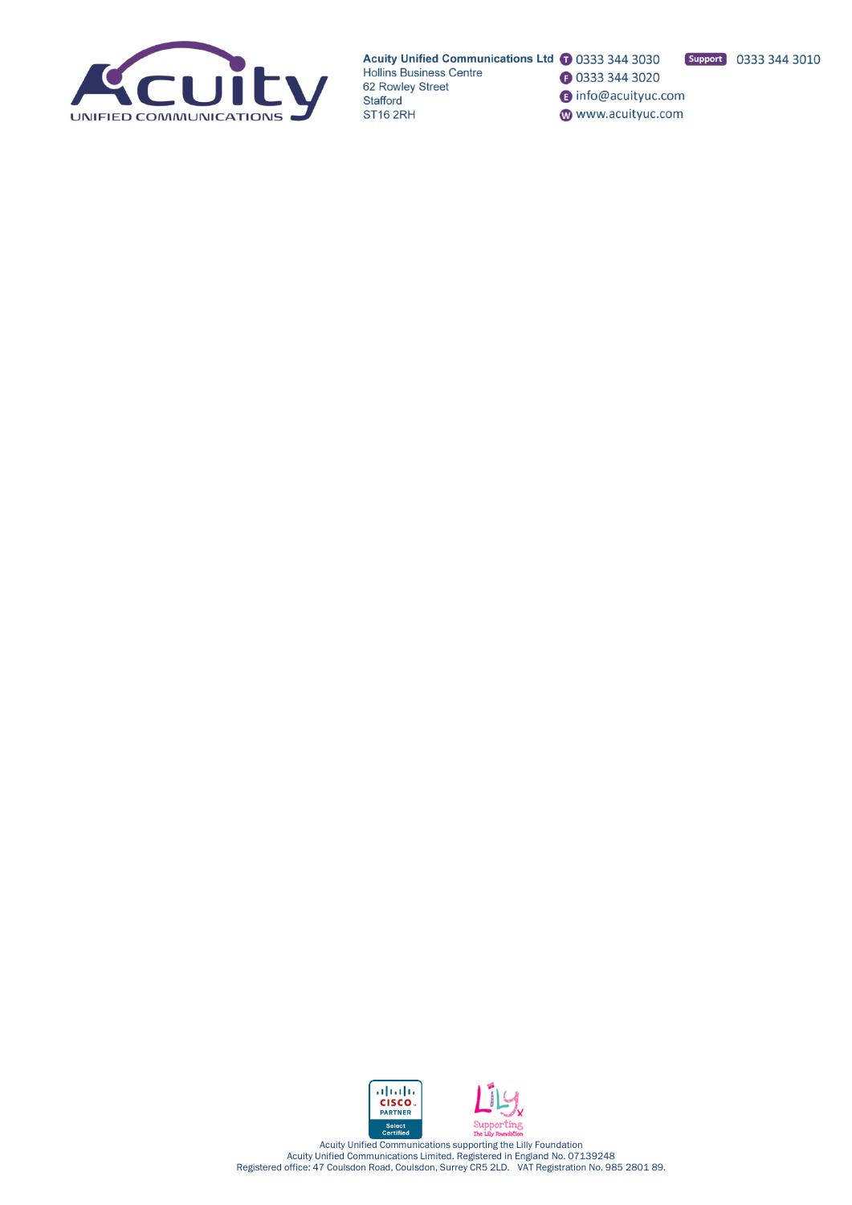**Acuity Unified Communications Ltd**
Hollins Business Centre
62 Rowley Street
Stafford
ST16 2RH

T 0333 344 3030
F 0333 344 3020
E info@acuityuc.com
W www.acuityuc.com

Support 0333 344 3010

Acuity Unified Communications supporting the Lilly Foundation
Acuity Unified Communications Limited. Registered in England No. 07139248
Registered office: 47 Coulsdon Road, Coulsdon, Surrey CR5 2LD. VAT Registration No. 985 2801 89.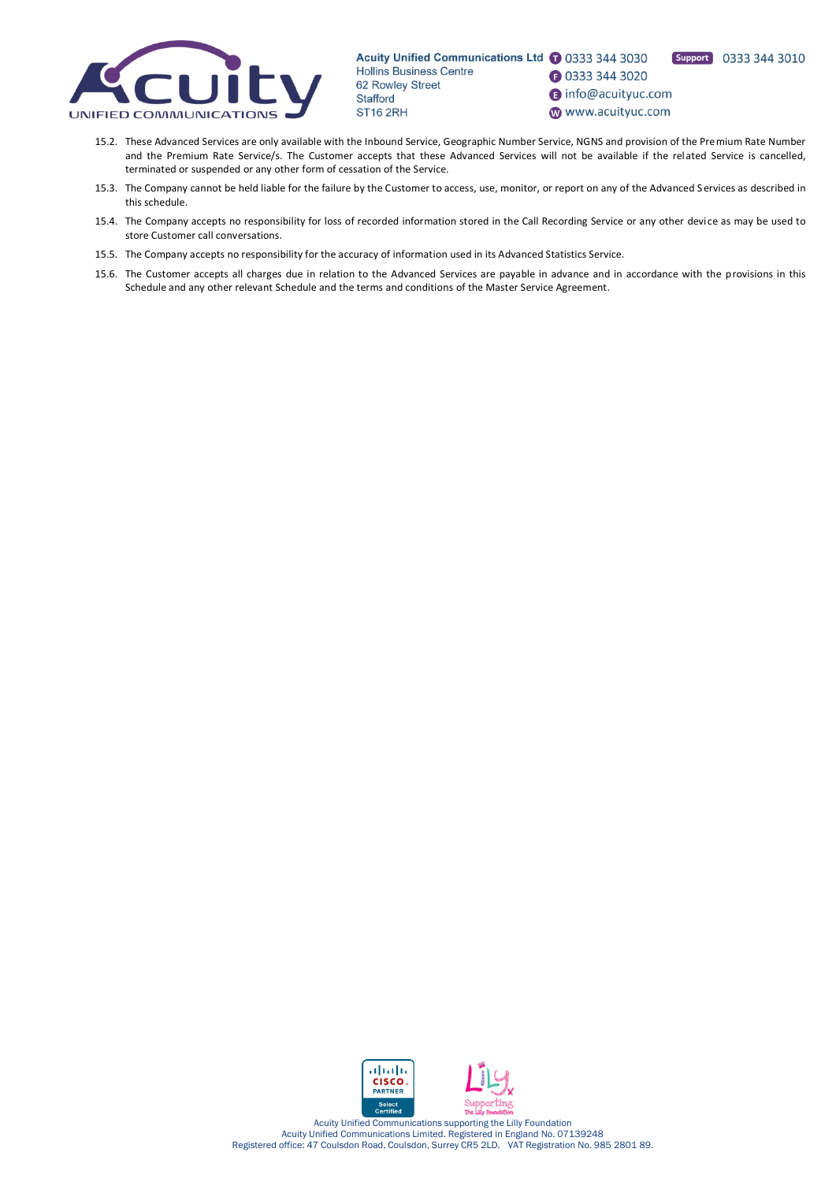15.2. These Advanced Services are only available with the Inbound Service, Geographic Number Service, NGNS and provision of the Premium Rate Number and the Premium Rate Service/s. The Customer accepts that these Advanced Services will not be available if the related Service is cancelled, terminated or suspended or any other form of cessation of the Service.

15.3. The Company cannot be held liable for the failure by the Customer to access, use, monitor, or report on any of the Advanced Services as described in this schedule.

15.4. The Company accepts no responsibility for loss of recorded information stored in the Call Recording Service or any other device as may be used to store Customer call conversations.

15.5. The Company accepts no responsibility for the accuracy of information used in its Advanced Statistics Service.

15.6. The Customer accepts all charges due in relation to the Advanced Services are payable in advance and in accordance with the provisions in this Schedule and any other relevant Schedule and the terms and conditions of the Master Service Agreement.